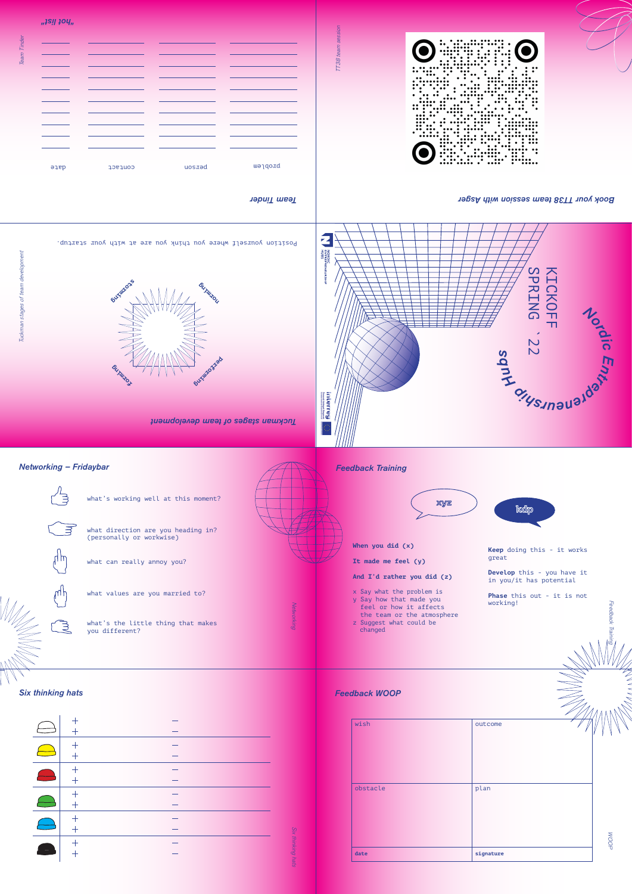## Team Tinder

"hot list"

| date | contact | person | problem |
| --- | --- | --- | --- |
| | | | |
| | | | |
| | | | |
| | | | |
| | | | |
| | | | |
| | | | |
| | | | |
| | | | |
| | | | |

## Book your TT38 team session with Asger

## Tuckman stages of team development

Position yourself where you think you are at with your startup.

forming · storming · norming · performing

## Nordic Entrepreneurship Hubs

KICKOFF SPRING ´22

## Networking – Fridaybar

- what's working well at this moment?
- what direction are you heading in? (personally or workwise)
- what can really annoy you?
- what values are you married to?
- what's the little thing that makes you different?

## Feedback Training

xyz

**When you did (x)**

**It made me feel (y)**

**And I'd rather you did (z)**

x Say what the problem is
y Say how that made you feel or how it affects the team or the atmosphere
z Suggest what could be changed

kdp

**Keep** doing this - it works great

**Develop** this - you have it in you/it has potential

**Phase** this out - it is not working!

## Six thinking hats

| | + | – |
| --- | --- | --- |
| white | + <br> + | – <br> – |
| yellow | + <br> + | – <br> – |
| red | + <br> + | – <br> – |
| green | + <br> + | – <br> – |
| blue | + <br> + | – <br> – |
| black | + <br> + | – <br> – |

## Feedback WOOP

| wish | outcome |
| --- | --- |
| obstacle | plan |
| **date** | **signature** |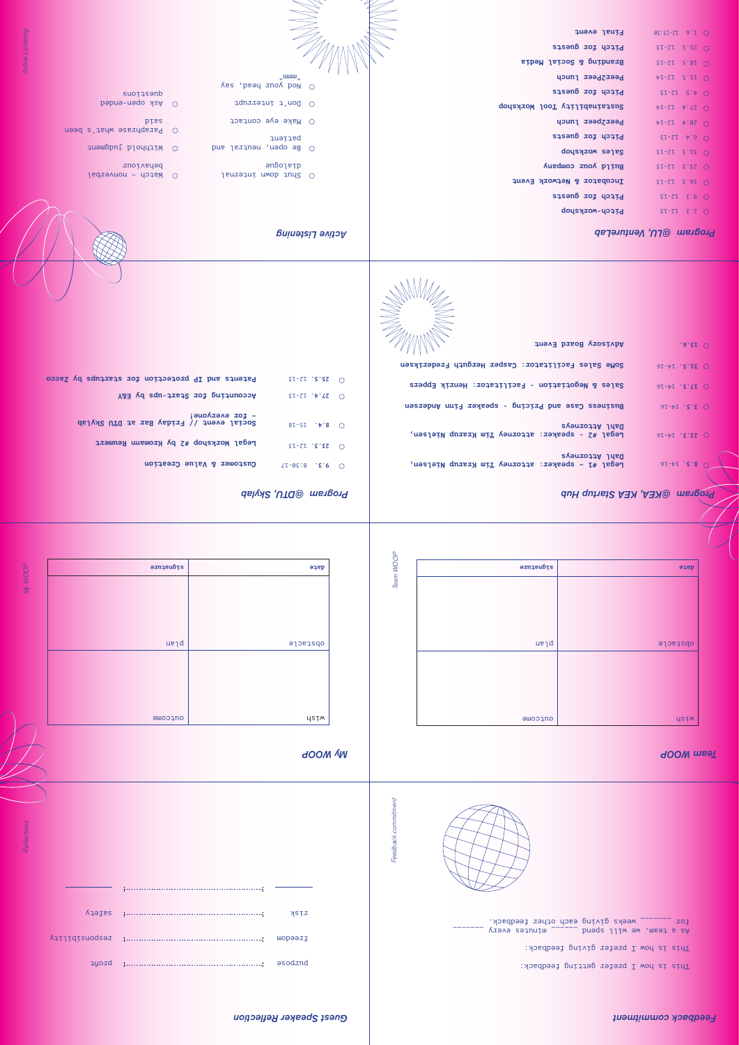## Feedback commitment

This is how I prefer getting feedback:

This is how I prefer giving feedback:

As a team, we will spend ______ minutes every ______ for ______ weeks giving each other feedback.

## Guest Speaker Reflection

| | | |
|---|---|---|
| purpose | | profit |
| freedom | | responsibility |
| risk | | safety |

## Team WOOP

| | |
|---|---|
| wish | outcome |
| obstacle | plan |
| date | signature |

## My WOOP

| | |
|---|---|
| wish | outcome |
| obstacle | plan |
| date | signature |

## Program @KEA, KEA Startup Hub

- 8.3. 14-16 Legal #1 - speaker: attorney Tim Kraarup Nielsen, Dahl Attorneys
- 22.3. 14-16 Legal #2 - speaker: attorney Tim Kraarup Nielsen, Dahl Attorneys
- 5.5. 14-16 Business Case and Pricing - speaker Finn Andersen
- 17.5. 14-16 Sales & Negotiation - Facilitator: Henrik Eppers
- 31.5. 14-16 SoMe Sales Facilitator: Casper Herguth Frederiksen
- 15.6. Advisory Board Event

## Program @DTU, Skylab

- 9.3. 8:30-17 Customer & Value Creation
- 23.3. 12-13 Legal Workshop #2 by Kromann Reumert
- 8.4. 15-18 Social event // Friday Bar at DTU Skylab - for everyone!
- 27.4. 12-13 Accounting for Start-ups by EY
- 25.5. 12-13 Patents and IP protection for startups by Zacco

## Program @LU, Venturelab

- 2.3 12-13 Pitch-workshop
- 9.3 12-13 Pitch for guests
- 16.3 12-13 Incubator & Network Event
- 23.3 12-13 Build your company
- 31.3 12-13 Sales workshop
- 6.4 12-13 Pitch for guests
- 20.4 12-14 Peer2peer lunch
- 27.4 12-14 Sustainability Tool Workshop
- 4.5 12-13 Pitch for guests
- 11.5 12-14 Peer2Peer lunch
- 18.5 12-13 Branding & Social Media
- 25.5 12-13 Pitch for guests
- 1.6 12-13:30 Final event

## Active Listening

- Shut down internal dialogue
- Be open, neutral and patient
- Make eye contact
- Don't interrupt
- Nod your head, say "mmm"
- Watch - nonverbal behaviour
- Withhold judgment
- Paraphrase what's been said
- Ask open-ended questions